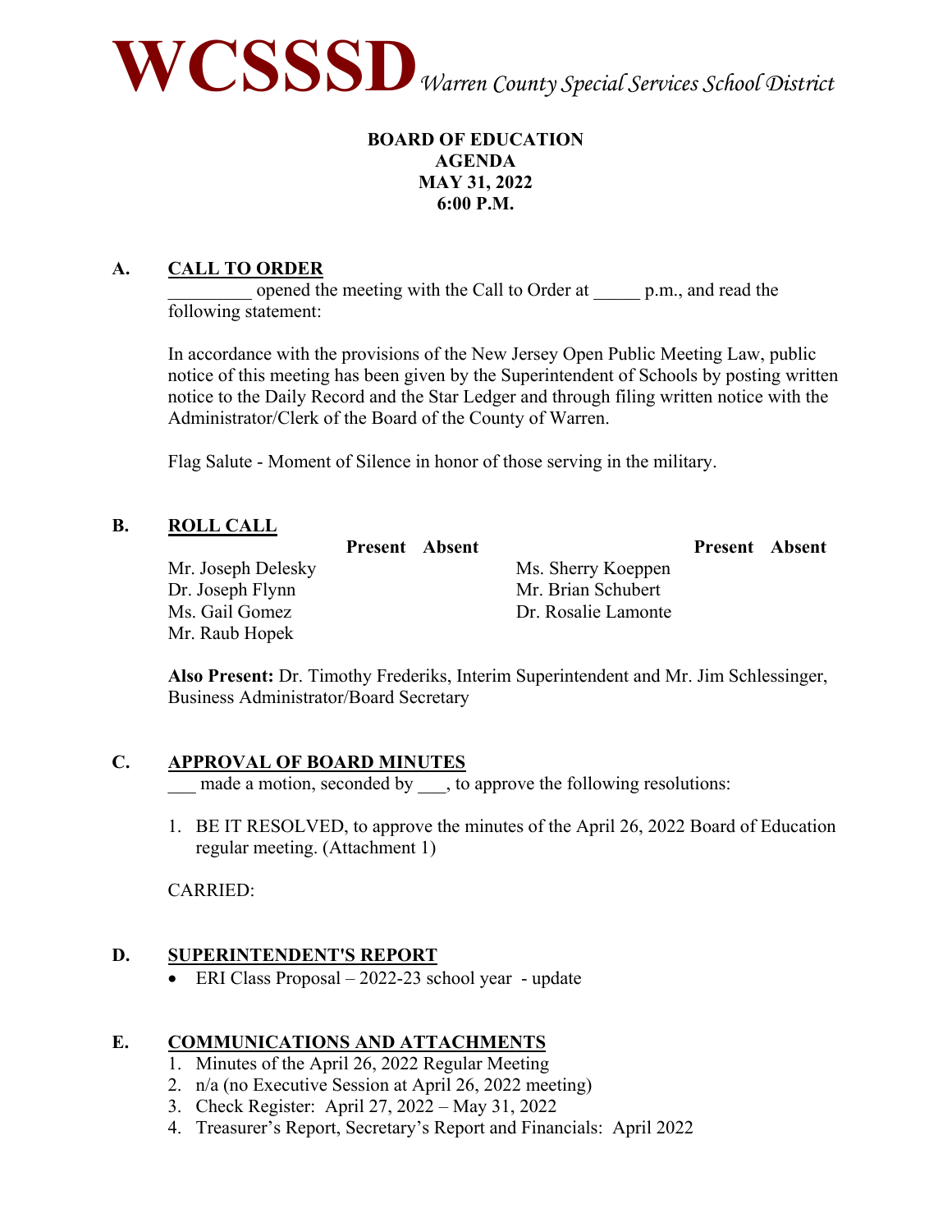# WCSSSD *Warren County Special Services School District*

**BOARD OF EDUCATION**
**AGENDA**
**MAY 31, 2022**
**6:00 P.M.**

## A. CALL TO ORDER

_________ opened the meeting with the Call to Order at _____ p.m., and read the following statement:

In accordance with the provisions of the New Jersey Open Public Meeting Law, public notice of this meeting has been given by the Superintendent of Schools by posting written notice to the Daily Record and the Star Ledger and through filing written notice with the Administrator/Clerk of the Board of the County of Warren.

Flag Salute - Moment of Silence in honor of those serving in the military.

## B. ROLL CALL

| | Present | Absent | | Present | Absent |
|---|---|---|---|---|---|
| Mr. Joseph Delesky | | | Ms. Sherry Koeppen | | |
| Dr. Joseph Flynn | | | Mr. Brian Schubert | | |
| Ms. Gail Gomez | | | Dr. Rosalie Lamonte | | |
| Mr. Raub Hopek | | | | | |

**Also Present:** Dr. Timothy Frederiks, Interim Superintendent and Mr. Jim Schlessinger, Business Administrator/Board Secretary

## C. APPROVAL OF BOARD MINUTES

___ made a motion, seconded by ___, to approve the following resolutions:

1. BE IT RESOLVED, to approve the minutes of the April 26, 2022 Board of Education regular meeting. (Attachment 1)

CARRIED:

## D. SUPERINTENDENT'S REPORT

- ERI Class Proposal – 2022-23 school year - update

## E. COMMUNICATIONS AND ATTACHMENTS

1. Minutes of the April 26, 2022 Regular Meeting
2. n/a (no Executive Session at April 26, 2022 meeting)
3. Check Register: April 27, 2022 – May 31, 2022
4. Treasurer's Report, Secretary's Report and Financials: April 2022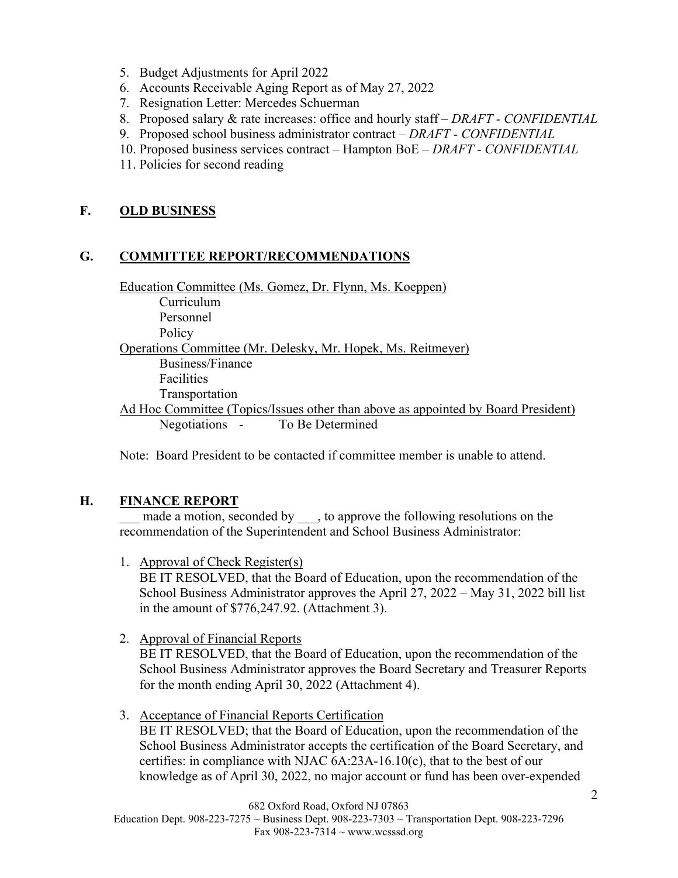5. Budget Adjustments for April 2022
6. Accounts Receivable Aging Report as of May 27, 2022
7. Resignation Letter: Mercedes Schuerman
8. Proposed salary & rate increases: office and hourly staff – *DRAFT - CONFIDENTIAL*
9. Proposed school business administrator contract – *DRAFT - CONFIDENTIAL*
10. Proposed business services contract – Hampton BoE – *DRAFT - CONFIDENTIAL*
11. Policies for second reading

## F. OLD BUSINESS

## G. COMMITTEE REPORT/RECOMMENDATIONS

Education Committee (Ms. Gomez, Dr. Flynn, Ms. Koeppen)
- Curriculum
- Personnel
- Policy

Operations Committee (Mr. Delesky, Mr. Hopek, Ms. Reitmeyer)
- Business/Finance
- Facilities
- Transportation

Ad Hoc Committee (Topics/Issues other than above as appointed by Board President)
- Negotiations - To Be Determined

Note: Board President to be contacted if committee member is unable to attend.

## H. FINANCE REPORT

___ made a motion, seconded by ___, to approve the following resolutions on the recommendation of the Superintendent and School Business Administrator:

1. Approval of Check Register(s)
   BE IT RESOLVED, that the Board of Education, upon the recommendation of the School Business Administrator approves the April 27, 2022 – May 31, 2022 bill list in the amount of $776,247.92. (Attachment 3).

2. Approval of Financial Reports
   BE IT RESOLVED, that the Board of Education, upon the recommendation of the School Business Administrator approves the Board Secretary and Treasurer Reports for the month ending April 30, 2022 (Attachment 4).

3. Acceptance of Financial Reports Certification
   BE IT RESOLVED; that the Board of Education, upon the recommendation of the School Business Administrator accepts the certification of the Board Secretary, and certifies: in compliance with NJAC 6A:23A-16.10(c), that to the best of our knowledge as of April 30, 2022, no major account or fund has been over-expended

682 Oxford Road, Oxford NJ 07863
Education Dept. 908-223-7275 ~ Business Dept. 908-223-7303 ~ Transportation Dept. 908-223-7296
Fax 908-223-7314 ~ www.wcsssd.org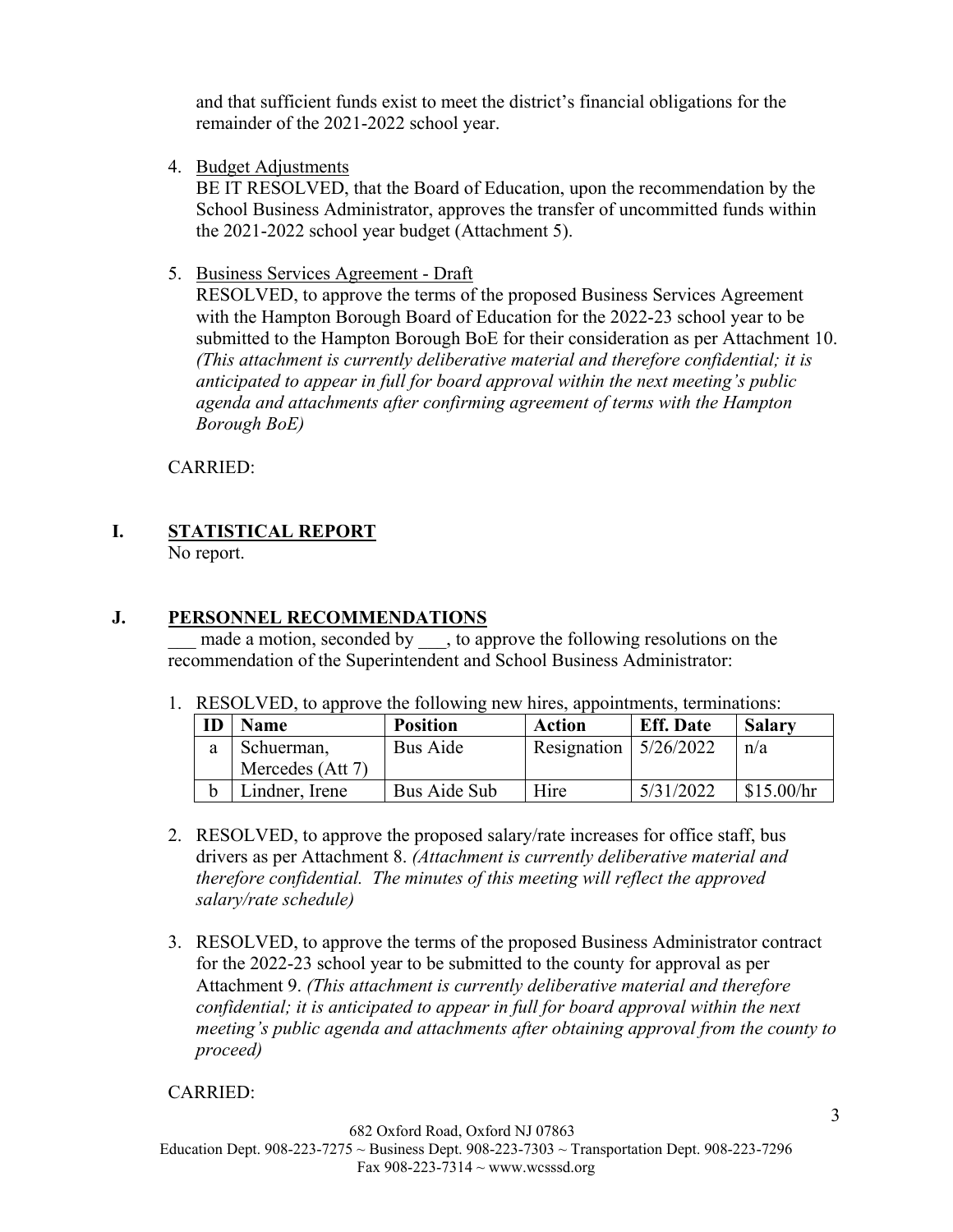and that sufficient funds exist to meet the district's financial obligations for the remainder of the 2021-2022 school year.

4. Budget Adjustments
   BE IT RESOLVED, that the Board of Education, upon the recommendation by the School Business Administrator, approves the transfer of uncommitted funds within the 2021-2022 school year budget (Attachment 5).

5. Business Services Agreement - Draft
   RESOLVED, to approve the terms of the proposed Business Services Agreement with the Hampton Borough Board of Education for the 2022-23 school year to be submitted to the Hampton Borough BoE for their consideration as per Attachment 10. *(This attachment is currently deliberative material and therefore confidential; it is anticipated to appear in full for board approval within the next meeting's public agenda and attachments after confirming agreement of terms with the Hampton Borough BoE)*

CARRIED:

## I. STATISTICAL REPORT

No report.

## J. PERSONNEL RECOMMENDATIONS

___ made a motion, seconded by ___, to approve the following resolutions on the recommendation of the Superintendent and School Business Administrator:

1. RESOLVED, to approve the following new hires, appointments, terminations:

| ID | Name | Position | Action | Eff. Date | Salary |
|---|---|---|---|---|---|
| a | Schuerman, Mercedes (Att 7) | Bus Aide | Resignation | 5/26/2022 | n/a |
| b | Lindner, Irene | Bus Aide Sub | Hire | 5/31/2022 | $15.00/hr |

2. RESOLVED, to approve the proposed salary/rate increases for office staff, bus drivers as per Attachment 8. *(Attachment is currently deliberative material and therefore confidential. The minutes of this meeting will reflect the approved salary/rate schedule)*

3. RESOLVED, to approve the terms of the proposed Business Administrator contract for the 2022-23 school year to be submitted to the county for approval as per Attachment 9. *(This attachment is currently deliberative material and therefore confidential; it is anticipated to appear in full for board approval within the next meeting's public agenda and attachments after obtaining approval from the county to proceed)*

CARRIED:

682 Oxford Road, Oxford NJ 07863
Education Dept. 908-223-7275 ~ Business Dept. 908-223-7303 ~ Transportation Dept. 908-223-7296
Fax 908-223-7314 ~ www.wcsssd.org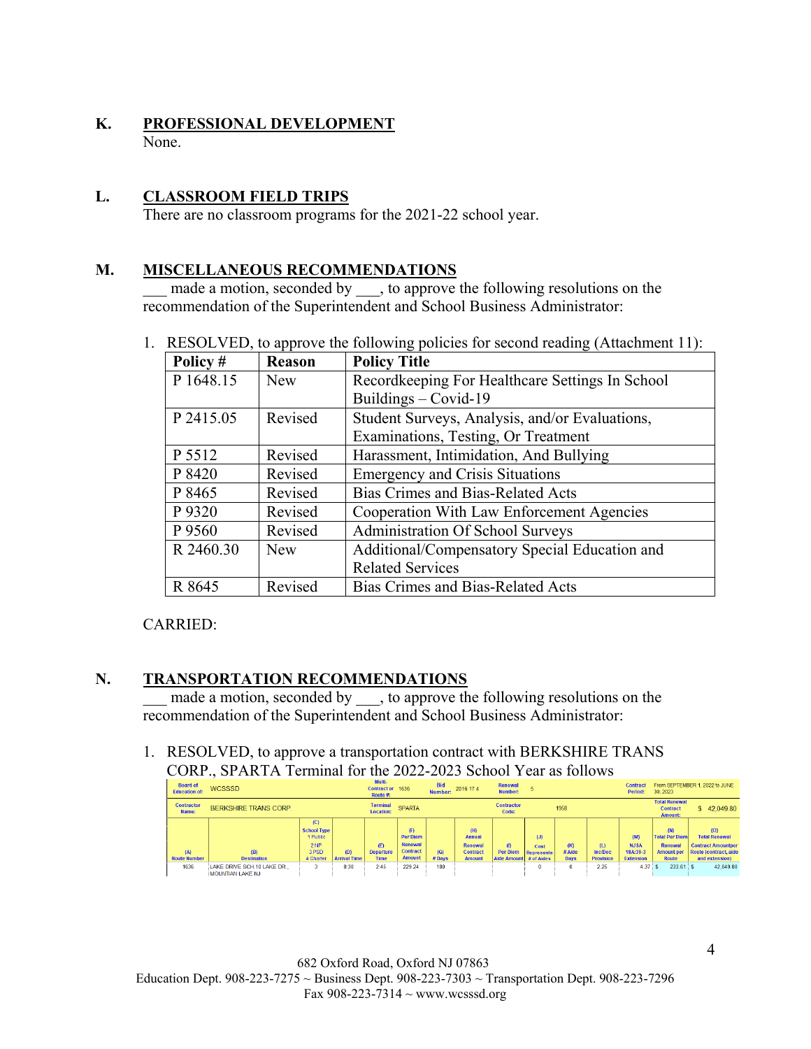## K. PROFESSIONAL DEVELOPMENT

None.

## L. CLASSROOM FIELD TRIPS

There are no classroom programs for the 2021-22 school year.

## M. MISCELLANEOUS RECOMMENDATIONS

___ made a motion, seconded by ___, to approve the following resolutions on the recommendation of the Superintendent and School Business Administrator:

1. RESOLVED, to approve the following policies for second reading (Attachment 11):

| Policy # | Reason | Policy Title |
|---|---|---|
| P 1648.15 | New | Recordkeeping For Healthcare Settings In School Buildings – Covid-19 |
| P 2415.05 | Revised | Student Surveys, Analysis, and/or Evaluations, Examinations, Testing, Or Treatment |
| P 5512 | Revised | Harassment, Intimidation, And Bullying |
| P 8420 | Revised | Emergency and Crisis Situations |
| P 8465 | Revised | Bias Crimes and Bias-Related Acts |
| P 9320 | Revised | Cooperation With Law Enforcement Agencies |
| P 9560 | Revised | Administration Of School Surveys |
| R 2460.30 | New | Additional/Compensatory Special Education and Related Services |
| R 8645 | Revised | Bias Crimes and Bias-Related Acts |

CARRIED:

## N. TRANSPORTATION RECOMMENDATIONS

___ made a motion, seconded by ___, to approve the following resolutions on the recommendation of the Superintendent and School Business Administrator:

1. RESOLVED, to approve a transportation contract with BERKSHIRE TRANS CORP., SPARTA Terminal for the 2022-2023 School Year as follows

| Board of Education of: | WCSSSD | | | Multi-Contract or Route #: | 1636 | Bid Number: | 2016 17 4 | Renewal Number: | 5 | | | Contract Period: | From SEPTEMBER 1, 2022 to JUNE 30, 2023 | |
|---|---|---|---|---|---|---|---|---|---|---|---|---|---|---|
| Contractor Name: | BERKSHIRE TRANS CORP | | | Terminal Location: | SPARTA | | | Contractor Code: | 1958 | | | | Total Renewal Contract Amount: | $ 42,049.80 |
| (A) Route Number | (B) Destination | (C) School Type 1 Public 2 NP 3 PSD 4 Charter | (D) Arrival Time | (E) Departure Time | (F) Per Diem Renewal Contract Amount | (G) # Days | (H) Annual Renewal Contract Amount | (I) Per Diem Aide Amount | (J) Cost Represents # of Aides | (K) # Aide Days | (L) Inc/Dec Provision | (M) NJSA 18A:39-3 Extension | (N) Total Per Diem Renewal Amount per Route | (O) Total Renewal Contract Amountper Route (contract, aide and extension) |
| 1636 | LAKE DRIVE SCH.10 LAKE DR., MOUNTIAN LAKE NJ | 3 | 8:30 | 2:45 | 229.24 | 180 | | | 0 | 0 | 2.25 | 4.37 | $ 233.61 | $ 42,049.80 |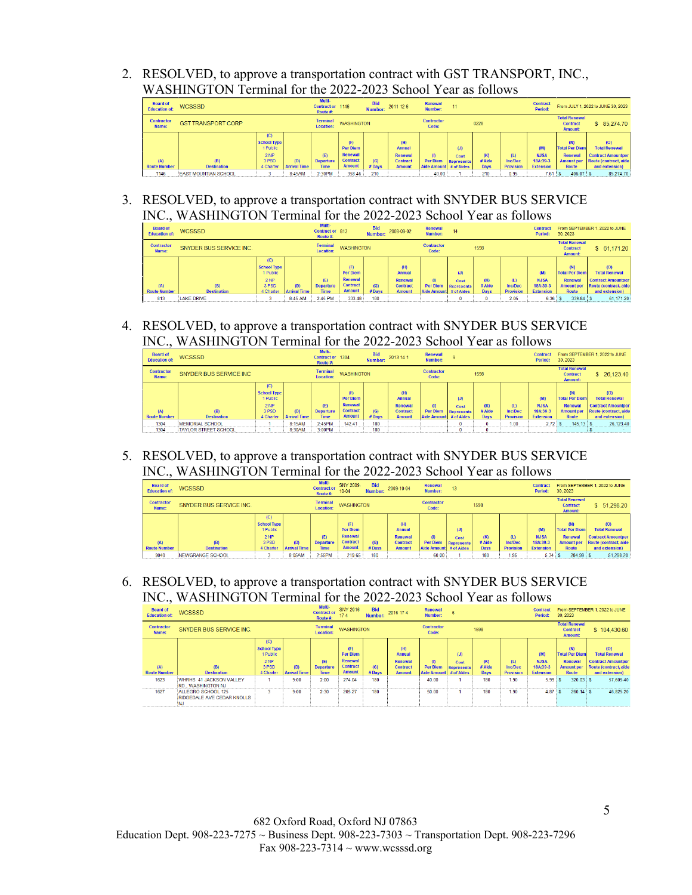2. RESOLVED, to approve a transportation contract with GST TRANSPORT, INC., WASHINGTON Terminal for the 2022-2023 School Year as follows

| Board of Education of: | WCSSSD | | | Multi-Contractor Route #: | 1146 | Bid Number: | 2011 12 6 | Renewal Number: | 11 | | | Contract Period: | From JULY 1, 2022 to JUNE 30, 2023 | |
|---|---|---|---|---|---|---|---|---|---|---|---|---|---|---|
| Contractor Name: | GST TRANSPORT CORP | | | Terminal Location: | WASHINGTON | | | Contractor Code: | 0228 | | | | Total Renewal Contract Amount: | $ 85,274.70 |
| (A) Route Number | (B) Destination | (C) School Type 1 Public 2 NP 3 PSD 4 Charter | (D) Arrival Time | (E) Departure Time | (F) Per Diem Renewal Contract Amount | (G) # Days | (H) Annual Renewal Contract Amount | (I) Per Diem Aide Amount | (J) Cost Represents # of Aides | (K) # Aide Days | (L) Inc/Dec Provision | (M) NJSA 18A:39-3 Extension | (N) Total Per Diem Renewal Amount per Route | (O) Total Renewal Contract Amount per Route (contract, aide and extension) |
| 1146 | EAST MOUNTIAN SCHOOL | 3 | 8:45AM | 2:30PM | 356.46 | 210 | | 40.00 | 1 | 210 | 0.95 | 7.61 | $ 405.07 | $ 85,274.70 |

3. RESOLVED, to approve a transportation contract with SNYDER BUS SERVICE INC., WASHINGTON Terminal for the 2022-2023 School Year as follows

| Board of Education of: | WCSSSD | | | Multi-Contractor Route #: | 813 | Bid Number: | 2008-09-02 | Renewal Number: | 14 | | | Contract Period: | From SEPTEMBER 1, 2022 to JUNE 30, 2023 | |
|---|---|---|---|---|---|---|---|---|---|---|---|---|---|---|
| Contractor Name: | SNYDER BUS SERVICE INC. | | | Terminal Location: | WASHINGTON | | | Contractor Code: | 1598 | | | | Total Renewal Contract Amount: | $ 61,171.20 |
| (A) Route Number | (B) Destination | (C) School Type 1 Public 2 NP 3 PSD 4 Charter | (D) Arrival Time | (E) Departure Time | (F) Per Diem Renewal Contract Amount | (G) # Days | (H) Annual Renewal Contract Amount | (I) Per Diem Aide Amount | (J) Cost Represents # of Aides | (K) # Aide Days | (L) Inc/Dec Provision | (M) NJSA 18A:39-3 Extension | (N) Total Per Diem Renewal Amount per Route | (O) Total Renewal Contract Amount per Route (contract, aide and extension) |
| 813 | LAKE DRIVE | 3 | 8:45 AM | 2:45 PM | 333.48 | 180 | | | 0 | 0 | 2.05 | 6.36 | $ 339.84 | $ 61,171.20 |

4. RESOLVED, to approve a transportation contract with SNYDER BUS SERVICE INC., WASHINGTON Terminal for the 2022-2023 School Year as follows

| Board of Education of: | WCSSSD | | | Multi-Contractor Route #: | 1304 | Bid Number: | 2013 14 1 | Renewal Number: | 9 | | | Contract Period: | From SEPTEMBER 1, 2022 to JUNE 30, 2023 | |
|---|---|---|---|---|---|---|---|---|---|---|---|---|---|---|
| Contractor Name: | SNYDER BUS SERVICE INC | | | Terminal Location: | WASHINGTON | | | Contractor Code: | 1598 | | | | Total Renewal Contract Amount: | $ 26,123.40 |
| (A) Route Number | (B) Destination | (C) School Type 1 Public 2 NP 3 PSD 4 Charter | (D) Arrival Time | (E) Departure Time | (F) Per Diem Renewal Contract Amount | (G) # Days | (H) Annual Renewal Contract Amount | (I) Per Diem Aide Amount | (J) Cost Represents # of Aides | (K) # Aide Days | (L) Inc/Dec Provision | (M) NJSA 18A:39-3 Extension | (N) Total Per Diem Renewal Amount per Route | (O) Total Renewal Contract Amount per Route (contract, aide and extension) |
| 1304 | MEMORIAL SCHOOL | 1 | 8:15AM | 2:45PM | 142.41 | 180 | | | 0 | 0 | 1.00 | 2.72 | $ 146.13 | $ 26,123.40 |
| 1304 | TAYLOR STREET SCHOOL | 1 | 8:30AM | 3:00PM | | 180 | | | 0 | 0 | | | | $ - |

5. RESOLVED, to approve a transportation contract with SNYDER BUS SERVICE INC., WASHINGTON Terminal for the 2022-2023 School Year as follows

| Board of Education of: | WCSSSD | | | Multi-Contractor Route #: | SNY 2009-10-04 | Bid Number: | 2009-10-04 | Renewal Number: | 13 | | | Contract Period: | From SEPTEMBER 1, 2022 to JUNE 30, 2023 | |
|---|---|---|---|---|---|---|---|---|---|---|---|---|---|---|
| Contractor Name: | SNYDER BUS SERVICE INC. | | | Terminal Location: | WASHINGTON | | | Contractor Code: | 1598 | | | | Total Renewal Contract Amount: | $ 51,298.20 |
| (A) Route Number | (B) Destination | (C) School Type 1 Public 2 NP 3 PSD 4 Charter | (D) Arrival Time | (E) Departure Time | (F) Per Diem Renewal Contract Amount | (G) # Days | (H) Annual Renewal Contract Amount | (I) Per Diem Aide Amount | (J) Cost Represents # of Aides | (K) # Aide Days | (L) Inc/Dec Provision | (M) NJSA 18A:39-3 Extension | (N) Total Per Diem Renewal Amount per Route | (O) Total Renewal Contract Amount per Route (contract, aide and extension) |
| 9040 | NEWGRANGE SCHOOL | 3 | 8:05AM | 2:55PM | 219.65 | 180 | | 60.00 | 1 | 180 | 1.95 | 5.34 | $ 284.99 | $ 51,298.20 |

6. RESOLVED, to approve a transportation contract with SNYDER BUS SERVICE INC., WASHINGTON Terminal for the 2022-2023 School Year as follows

| Board of Education of: | WCSSSD | | | Multi-Contractor Route #: | SNY 2016 17 4 | Bid Number: | 2016 17 4 | Renewal Number: | 6 | | | Contract Period: | From SEPTEMBER 1, 2022 to JUNE 30, 2023 | |
|---|---|---|---|---|---|---|---|---|---|---|---|---|---|---|
| Contractor Name: | SNYDER BUS SERVICE INC. | | | Terminal Location: | WASHINGTON | | | Contractor Code: | 1598 | | | | Total Renewal Contract Amount: | $ 104,430.60 |
| (A) Route Number | (B) Destination | (C) School Type 1 Public 2 NP 3 PSD 4 Charter | (D) Arrival Time | (E) Departure Time | (F) Per Diem Renewal Contract Amount | (G) # Days | (H) Annual Renewal Contract Amount | (I) Per Diem Aide Amount | (J) Cost Represents # of Aides | (K) # Aide Days | (L) Inc/Dec Provision | (M) NJSA 18A:39-3 Extension | (N) Total Per Diem Renewal Amount per Route | (O) Total Renewal Contract Amount per Route (contract, aide and extension) |
| 1623 | WHRHS 41 JACKSON VALLEY RD., WASHINGTON NJ | 1 | 9:00 | 2:00 | 274.04 | 180 | | 40.00 | 1 | 180 | 1.90 | 5.99 | $ 320.03 | $ 57,605.40 |
| 1627 | ALLEGRO SCHOOL 125 RIDGEDALE AVE CEDAR KNOLLS NJ | 3 | 9:00 | 2:30 | 205.27 | 180 | | 50.00 | 1 | 180 | 1.90 | 4.87 | $ 260.14 | $ 46,825.20 |

682 Oxford Road, Oxford NJ 07863
Education Dept. 908-223-7275 ~ Business Dept. 908-223-7303 ~ Transportation Dept. 908-223-7296
Fax 908-223-7314 ~ www.wcsssd.org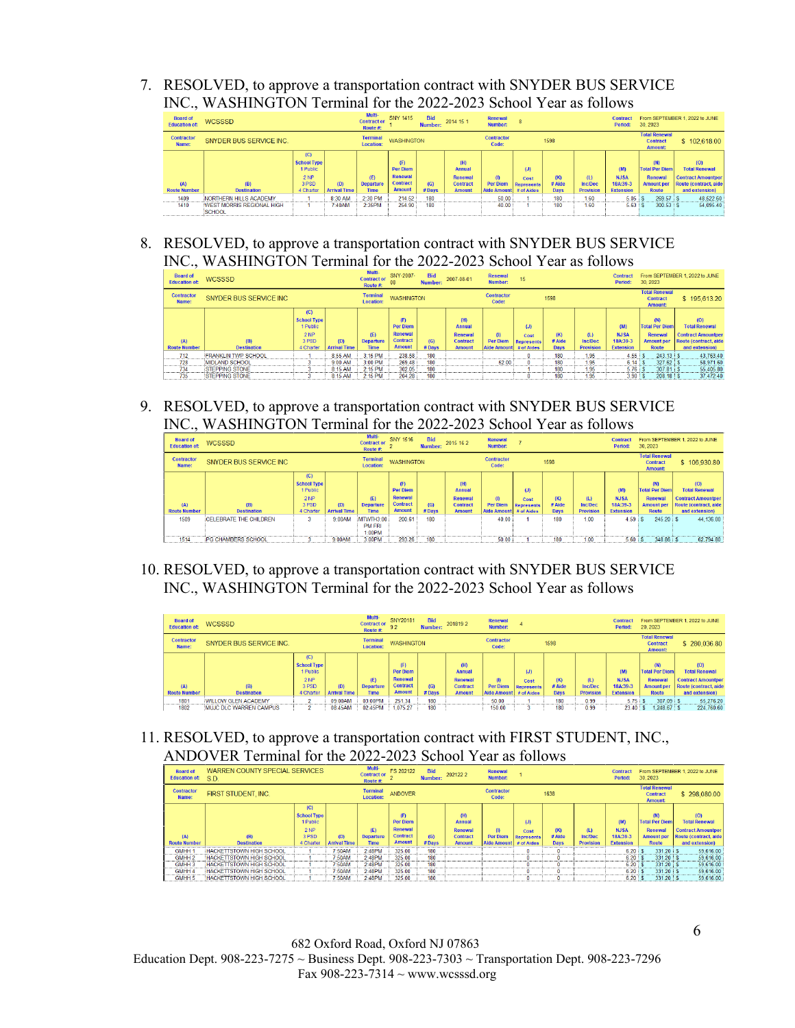7. RESOLVED, to approve a transportation contract with SNYDER BUS SERVICE INC., WASHINGTON Terminal for the 2022-2023 School Year as follows

| Board of Education of: | WCSSSD | | | Multi-Contract or Route #: | SNY 1415 1 | Bid Number: | 2014 15 1 | Renewal Number: | 8 | | | Contract Period: | From SEPTEMBER 1, 2022 to JUNE 30, 2023 | |
|---|---|---|---|---|---|---|---|---|---|---|---|---|---|---|
| Contractor Name: | SNYDER BUS SERVICE INC. | | | Terminal Location: | WASHINGTON | | | Contractor Code: | 1598 | | | | Total Renewal Contract Amount: | $ 102,618.00 |
| (A) Route Number | (B) Destination | (C) School Type 1 Public 2 NP 3 PSD 4 Charter | (D) Arrival Time | (E) Departure Time | (F) Per Diem Renewal Contract Amount | (G) # Days | (H) Annual Renewal Contract Amount | (I) Per Diem Aide Amount | (J) Cost Represents # of Aides | (K) # Aide Days | (L) Inc/Dec Provision | (M) NJSA 18A:39-3 Extension | (N) Total Per Diem Renewal Amount per Route | (O) Total Renewal Contract Amount per Route (contract, aide and extension) |
| 1409 | NORTHERN HILLS ACADEMY | 1 | 8:30 AM | 2:30 PM | 214.52 | 180 | | 50.00 | 1 | 180 | 1.60 | 5.05 | $ 269.57 | $ 48,522.60 |
| 1410 | WEST MORRIS REGIONAL HIGH SCHOOL | 1 | 7:40AM | 2:35PM | 254.90 | 180 | | 40.00 | 1 | 180 | 1.60 | 5.63 | $ 300.53 | $ 54,095.40 |

8. RESOLVED, to approve a transportation contract with SNYDER BUS SERVICE INC., WASHINGTON Terminal for the 2022-2023 School Year as follows

| Board of Education of: | WCSSSD | | | Multi-Contract or Route #: | SNY-2007-08 | Bid Number: | 2007-08-01 | Renewal Number: | 15 | | | Contract Period: | From SEPTEMBER 1, 2022 to JUNE 30, 2023 | |
|---|---|---|---|---|---|---|---|---|---|---|---|---|---|---|
| Contractor Name: | SNYDER BUS SERVICE INC | | | Terminal Location: | WASHINGTON | | | Contractor Code: | 1598 | | | | Total Renewal Contract Amount: | $ 195,613.20 |
| (A) Route Number | (B) Destination | (C) School Type 1 Public 2 NP 3 PSD 4 Charter | (D) Arrival Time | (E) Departure Time | (F) Per Diem Renewal Contract Amount | (G) # Days | (H) Annual Renewal Contract Amount | (I) Per Diem Aide Amount | (J) Cost Represents # of Aides | (K) # Aide Days | (L) Inc/Dec Provision | (M) NJSA 18A:39-3 Extension | (N) Total Per Diem Renewal Amount per Route | (O) Total Renewal Contract Amount per Route (contract, aide and extension) |
| 712 | FRANKLIN TWP SCHOOL | 1 | 8:55 AM | 3:15 PM | 238.58 | 180 | | | 0 | 180 | 1.95 | 4.55 | $ 243.13 | $ 43,763.40 |
| 728 | MIDLAND SCHOOL | 3 | 9:00 AM | 3:00 PM | 269.48 | 180 | | 62.00 | 1 | 180 | 1.95 | 6.14 | $ 327.62 | $ 58,971.60 |
| 734 | STEPPING STONE | 3 | 8:15 AM | 2:15 PM | 302.05 | 180 | | | 1 | 180 | 1.95 | 5.76 | $ 307.81 | $ 55,405.80 |
| 735 | STEPPING STONE | 3 | 8:15 AM | 2:15 PM | 204.28 | 180 | | | 1 | 180 | 1.95 | 3.90 | $ 208.18 | $ 37,472.40 |

9. RESOLVED, to approve a transportation contract with SNYDER BUS SERVICE INC., WASHINGTON Terminal for the 2022-2023 School Year as follows

| Board of Education of: | WCSSSD | | | Multi-Contract or Route #: | SNY 1516 2 | Bid Number: | 2015 16 2 | Renewal Number: | 7 | | | Contract Period: | From SEPTEMBER 1, 2022 to JUNE 30, 2023 | |
|---|---|---|---|---|---|---|---|---|---|---|---|---|---|---|
| Contractor Name: | SNYDER BUS SERVICE INC | | | Terminal Location: | WASHINGTON | | | Contractor Code: | 1598 | | | | Total Renewal Contract Amount: | $ 106,930.80 |
| (A) Route Number | (B) Destination | (C) School Type 1 Public 2 NP 3 PSD 4 Charter | (D) Arrival Time | (E) Departure Time | (F) Per Diem Renewal Contract Amount | (G) # Days | (H) Annual Renewal Contract Amount | (I) Per Diem Aide Amount | (J) Cost Represents # of Aides | (K) # Aide Days | (L) Inc/Dec Provision | (M) NJSA 18A:39-3 Extension | (N) Total Per Diem Renewal Amount per Route | (O) Total Renewal Contract Amount per Route (contract, aide and extension) |
| 1509 | CELEBRATE THE CHILDREN | 3 | 9:00AM | MTWTH3:00 PM FRI 1:00PM | 200.61 | 180 | | 40.00 | 1 | 180 | 1.00 | 4.59 | $ 245.20 | $ 44,136.00 |
| 1514 | PG CHAMBERS SCHOOL | 3 | 9:00AM | 3:00PM | 293.26 | 180 | | 50.00 | 1 | 180 | 1.00 | 5.60 | $ 348.86 | $ 62,794.80 |

10. RESOLVED, to approve a transportation contract with SNYDER BUS SERVICE INC., WASHINGTON Terminal for the 2022-2023 School Year as follows

| Board of Education of: | WCSSSD | | | Multi-Contract or Route #: | SNY20181 9 2 | Bid Number: | 201819 2 | Renewal Number: | 4 | | | Contract Period: | From SEPTEMBER 1, 2022 to JUNE 20, 2023 | |
|---|---|---|---|---|---|---|---|---|---|---|---|---|---|---|
| Contractor Name: | SNYDER BUS SERVICE INC. | | | Terminal Location: | WASHINGTON | | | Contractor Code: | 1598 | | | | Total Renewal Contract Amount: | $ 280,036.80 |
| (A) Route Number | (B) Destination | (C) School Type 1 Public 2 NP 3 PSD 4 Charter | (D) Arrival Time | (E) Departure Time | (F) Per Diem Renewal Contract Amount | (G) # Days | (H) Annual Renewal Contract Amount | (I) Per Diem Aide Amount | (J) Cost Represents # of Aides | (K) # Aide Days | (L) Inc/Dec Provision | (M) NJSA 18A:39-3 Extension | (N) Total Per Diem Renewal Amount per Route | (O) Total Renewal Contract Amount per Route (contract, aide and extension) |
| 1801 | WILLOW GLEN ACADEMY | 2 | 09:00AM | 03:00PM | 251.34 | 180 | | 50.00 | 1 | 180 | 0.99 | 5.75 | $ 307.09 | $ 55,276.20 |
| 1802 | MUJC DLC WARREN CAMPUS | 2 | 08:45AM | 02:45PM | 1,075.27 | 180 | | 150.00 | 3 | 180 | 0.99 | 23.40 | $ 1,248.67 | $ 224,760.60 |

11. RESOLVED, to approve a transportation contract with FIRST STUDENT, INC., ANDOVER Terminal for the 2022-2023 School Year as follows

| Board of Education of: | WARREN COUNTY SPECIAL SERVICES S.D. | | | Multi-Contract or Route #: | FS 202122 2 | Bid Number: | 202122 2 | Renewal Number: | 1 | | | Contract Period: | From SEPTEMBER 1, 2022 to JUNE 30, 2023 | |
|---|---|---|---|---|---|---|---|---|---|---|---|---|---|---|
| Contractor Name: | FIRST STUDENT, INC. | | | Terminal Location: | ANDOVER | | | Contractor Code: | 1638 | | | | Total Renewal Contract Amount: | $ 298,080.00 |
| (A) Route Number | (B) Destination | (C) School Type 1 Public 2 NP 3 PSD 4 Charter | (D) Arrival Time | (E) Departure Time | (F) Per Diem Renewal Contract Amount | (G) # Days | (H) Annual Renewal Contract Amount | (I) Per Diem Aide Amount | (J) Cost Represents # of Aides | (K) # Aide Days | (L) Inc/Dec Provision | (M) NJSA 18A:39-3 Extension | (N) Total Per Diem Renewal Amount per Route | (O) Total Renewal Contract Amount per Route (contract, aide and extension) |
| GMHH 1 | HACKETTSTOWN HIGH SCHOOL | 1 | 7:50AM | 2:48PM | 325.00 | 180 | | | 0 | 0 | | 6.20 | $ 331.20 | $ 59,616.00 |
| GMHH 2 | HACKETTSTOWN HIGH SCHOOL | 1 | 7:50AM | 2:48PM | 325.00 | 180 | | | 0 | 0 | | 6.20 | $ 331.20 | $ 59,616.00 |
| GMHH 3 | HACKETTSTOWN HIGH SCHOOL | 1 | 7:50AM | 2:48PM | 325.00 | 180 | | | 0 | 0 | | 6.20 | $ 331.20 | $ 59,616.00 |
| GMHH 4 | HACKETTSTOWN HIGH SCHOOL | 1 | 7:50AM | 2:48PM | 325.00 | 180 | | | 0 | 0 | | 6.20 | $ 331.20 | $ 59,616.00 |
| GMHH 5 | HACKETTSTOWN HIGH SCHOOL | 1 | 7:50AM | 2:48PM | 325.00 | 180 | | | 0 | 0 | | 6.20 | $ 331.20 | $ 59,616.00 |

682 Oxford Road, Oxford NJ 07863
Education Dept. 908-223-7275 ~ Business Dept. 908-223-7303 ~ Transportation Dept. 908-223-7296
Fax 908-223-7314 ~ www.wcsssd.org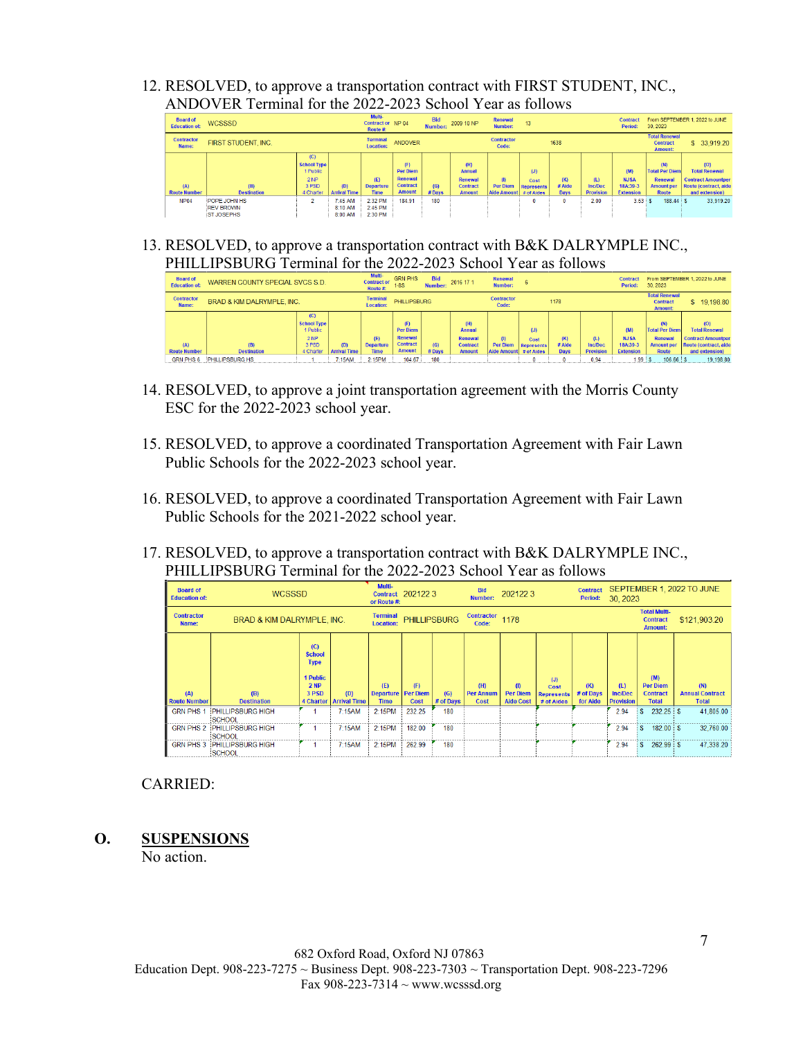12. RESOLVED, to approve a transportation contract with FIRST STUDENT, INC., ANDOVER Terminal for the 2022-2023 School Year as follows

| Board of Education of: | WCSSSD | | | Multi-Contract or Route #: | NP 04 | Bid Number: | 2009 10 NP | Renewal Number: | 13 | | | Contract Period: | From SEPTEMBER 1, 2022 to JUNE 30, 2023 | |
|---|---|---|---|---|---|---|---|---|---|---|---|---|---|---|
| Contractor Name: | FIRST STUDENT, INC. | | | Terminal Location: | ANDOVER | | | Contractor Code: | 1638 | | | | Total Renewal Contract Amount: | $ 33,919.20 |
| (A) Route Number | (B) Destination | (C) School Type 1 Public 2 NP 3 PSD 4 Charter | (D) Arrival Time | (E) Departure Time | (F) Per Diem Renewal Contract Amount | (G) # Days | (H) Annual Renewal Contract Amount | (I) Per Diem Aide Amount | (J) Cost Represents # of Aides | (K) # Aide Days | (L) Inc/Dec Provision | (M) NJSA 18A:39-3 Extension | (N) Total Per Diem Renewal Amount per Route | (O) Total Renewal Contract Amountper Route (contract, aide and extension) |
| NP04 | POPE JOHN HS<br>REV BROWN<br>ST JOSEPHS | 2 | 7:45 AM<br>8:10 AM<br>8:00 AM | 2:32 PM<br>2:45 PM<br>2:30 PM | 184.91 | 180 | | | 0 | 0 | 2.00 | 3.53 | $ 188.44 | $ 33,919.20 |

13. RESOLVED, to approve a transportation contract with B&K DALRYMPLE INC., PHILLIPSBURG Terminal for the 2022-2023 School Year as follows

| Board of Education of: | WARREN COUNTY SPECIAL SVCS S.D. | | | Multi-Contract or Route #: | GRN PHS 1-8S | Bid Number: | 2016 17 1 | Renewal Number: | 6 | | | Contract Period: | From SEPTEMBER 1, 2022 to JUNE 30, 2023 | |
|---|---|---|---|---|---|---|---|---|---|---|---|---|---|---|
| Contractor Name: | BRAD & KIM DALRYMPLE, INC. | | | Terminal Location: | PHILLIPSBURG | | | Contractor Code: | 1178 | | | | Total Renewal Contract Amount: | $ 19,198.80 |
| (A) Route Number | (B) Destination | (C) School Type 1 Public 2 NP 3 PSD 4 Charter | (D) Arrival Time | (E) Departure Time | (F) Per Diem Renewal Contract Amount | (G) # Days | (H) Annual Renewal Contract Amount | (I) Per Diem Aide Amount | (J) Cost Represents # of Aides | (K) # Aide Days | (L) Inc/Dec Provision | (M) NJSA 18A:39-3 Extension | (N) Total Per Diem Renewal Amount per Route | (O) Total Renewal Contract Amountper Route (contract, aide and extension) |
| GRN PHS 6 | PHILLIPSBURG HS | 1 | 7:15AM | 2:15PM | 104.67 | 180 | | | 0 | 0 | 0.94 | 1.99 | $ 106.66 | $ 19,198.80 |

14. RESOLVED, to approve a joint transportation agreement with the Morris County ESC for the 2022-2023 school year.

15. RESOLVED, to approve a coordinated Transportation Agreement with Fair Lawn Public Schools for the 2022-2023 school year.

16. RESOLVED, to approve a coordinated Transportation Agreement with Fair Lawn Public Schools for the 2021-2022 school year.

17. RESOLVED, to approve a transportation contract with B&K DALRYMPLE INC., PHILLIPSBURG Terminal for the 2022-2023 School Year as follows

| Board of Education of: | WCSSSD | | | Multi-Contract or Route #: | 202122 3 | | Bid Number: | 202122 3 | | | Contract Period: | SEPTEMBER 1, 2022 TO JUNE 30, 2023 | |
|---|---|---|---|---|---|---|---|---|---|---|---|---|---|
| Contractor Name: | BRAD & KIM DALRYMPLE, INC. | | | Terminal Location: | PHILLIPSBURG | | Contractor Code: | 1178 | | | | Total Multi-Contract Amount: | $121,903.20 |
| (A) Route Number | (B) Destination | (C) School Type 1 Public 2 NP 3 PSD 4 Charter | (D) Arrival Time | (E) Departure Time | (F) Per Diem Cost | (G) # of Days | (H) Per Annum Cost | (I) Per Diem Aide Cost | (J) Cost Represents # of Aides | (K) # of Days for Aide | (L) Inc/Dec Provision | (M) Per Diem Contract Total | (N) Annual Contract Total |
| GRN PHS 1 | PHILLIPSBURG HIGH SCHOOL | 1 | 7:15AM | 2:15PM | 232.25 | 180 | | | | | 2.94 | $ 232.25 | $ 41,805.00 |
| GRN PHS 2 | PHILLIPSBURG HIGH SCHOOL | 1 | 7:15AM | 2:15PM | 182.00 | 180 | | | | | 2.94 | $ 182.00 | $ 32,760.00 |
| GRN PHS 3 | PHILLIPSBURG HIGH SCHOOL | 1 | 7:15AM | 2:15PM | 262.99 | 180 | | | | | 2.94 | $ 262.99 | $ 47,338.20 |

CARRIED:

## O. SUSPENSIONS

No action.

682 Oxford Road, Oxford NJ 07863
Education Dept. 908-223-7275 ~ Business Dept. 908-223-7303 ~ Transportation Dept. 908-223-7296
Fax 908-223-7314 ~ www.wcsssd.org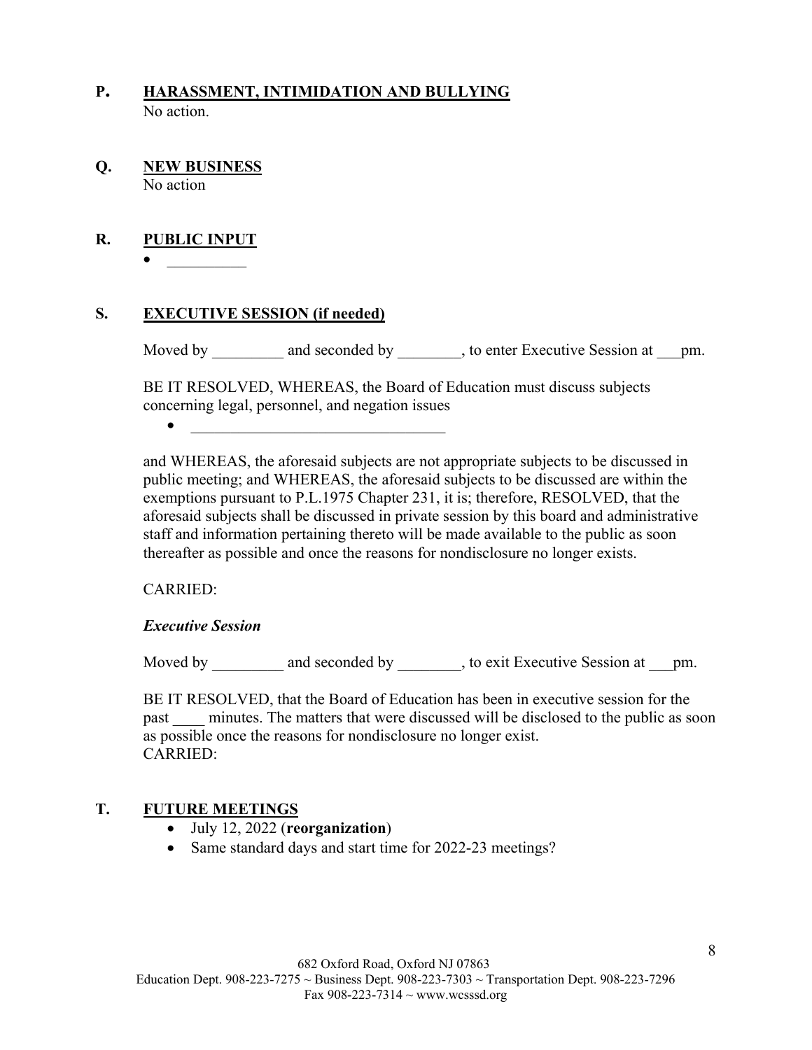## P. HARASSMENT, INTIMIDATION AND BULLYING

No action.

## Q. NEW BUSINESS

No action

## R. PUBLIC INPUT

- __________

## S. EXECUTIVE SESSION (if needed)

Moved by _________ and seconded by ________, to enter Executive Session at ___pm.

BE IT RESOLVED, WHEREAS, the Board of Education must discuss subjects concerning legal, personnel, and negation issues

- _________________________________

and WHEREAS, the aforesaid subjects are not appropriate subjects to be discussed in public meeting; and WHEREAS, the aforesaid subjects to be discussed are within the exemptions pursuant to P.L.1975 Chapter 231, it is; therefore, RESOLVED, that the aforesaid subjects shall be discussed in private session by this board and administrative staff and information pertaining thereto will be made available to the public as soon thereafter as possible and once the reasons for nondisclosure no longer exists.

CARRIED:

***Executive Session***

Moved by _________ and seconded by ________, to exit Executive Session at ___pm.

BE IT RESOLVED, that the Board of Education has been in executive session for the past ____ minutes. The matters that were discussed will be disclosed to the public as soon as possible once the reasons for nondisclosure no longer exist.

CARRIED:

## T. FUTURE MEETINGS

- July 12, 2022 (**reorganization**)
- Same standard days and start time for 2022-23 meetings?

682 Oxford Road, Oxford NJ 07863
Education Dept. 908-223-7275 ~ Business Dept. 908-223-7303 ~ Transportation Dept. 908-223-7296
Fax 908-223-7314 ~ www.wcsssd.org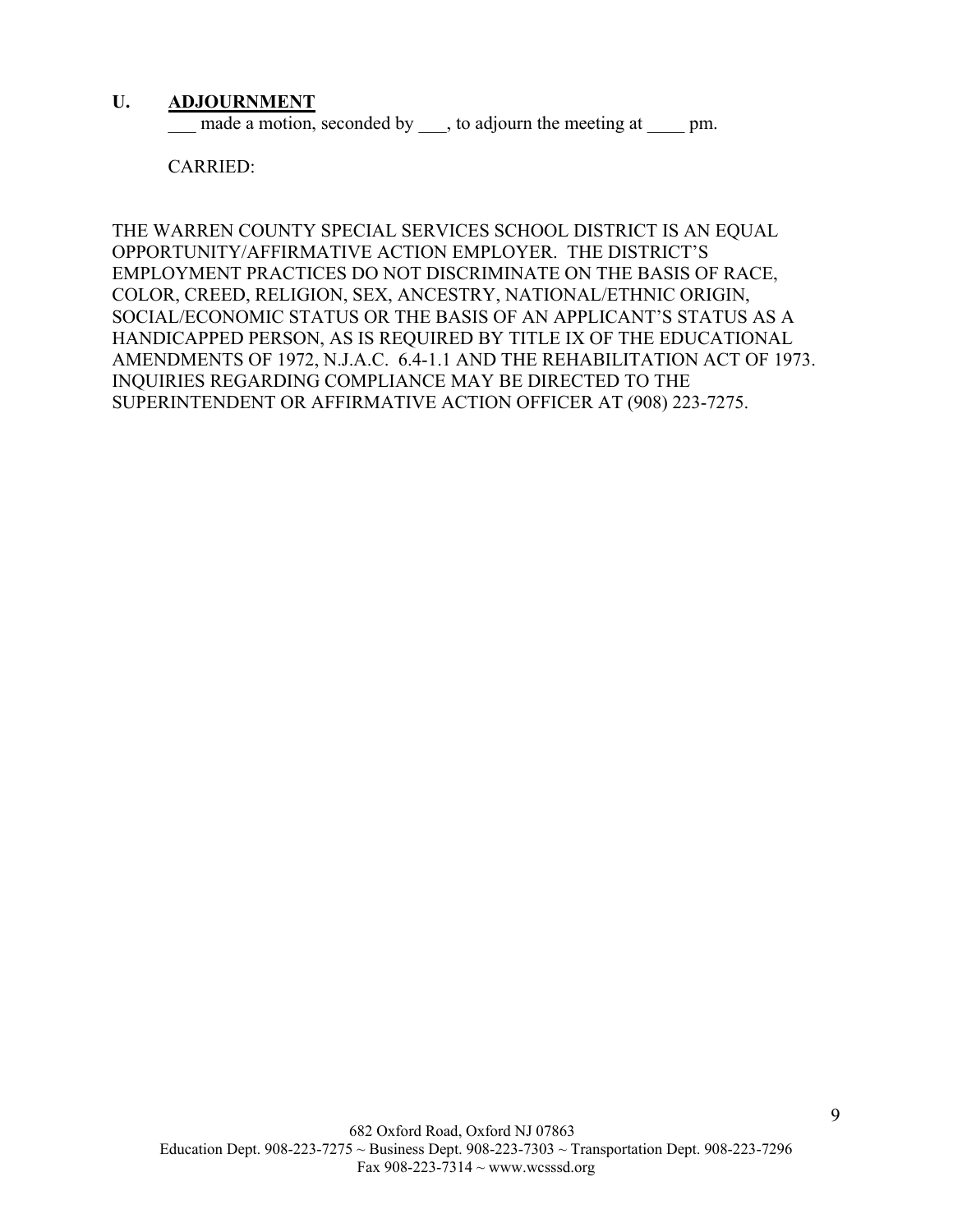## U. ADJOURNMENT

___ made a motion, seconded by ___, to adjourn the meeting at ____ pm.

CARRIED:

THE WARREN COUNTY SPECIAL SERVICES SCHOOL DISTRICT IS AN EQUAL OPPORTUNITY/AFFIRMATIVE ACTION EMPLOYER. THE DISTRICT'S EMPLOYMENT PRACTICES DO NOT DISCRIMINATE ON THE BASIS OF RACE, COLOR, CREED, RELIGION, SEX, ANCESTRY, NATIONAL/ETHNIC ORIGIN, SOCIAL/ECONOMIC STATUS OR THE BASIS OF AN APPLICANT'S STATUS AS A HANDICAPPED PERSON, AS IS REQUIRED BY TITLE IX OF THE EDUCATIONAL AMENDMENTS OF 1972, N.J.A.C. 6.4-1.1 AND THE REHABILITATION ACT OF 1973. INQUIRIES REGARDING COMPLIANCE MAY BE DIRECTED TO THE SUPERINTENDENT OR AFFIRMATIVE ACTION OFFICER AT (908) 223-7275.